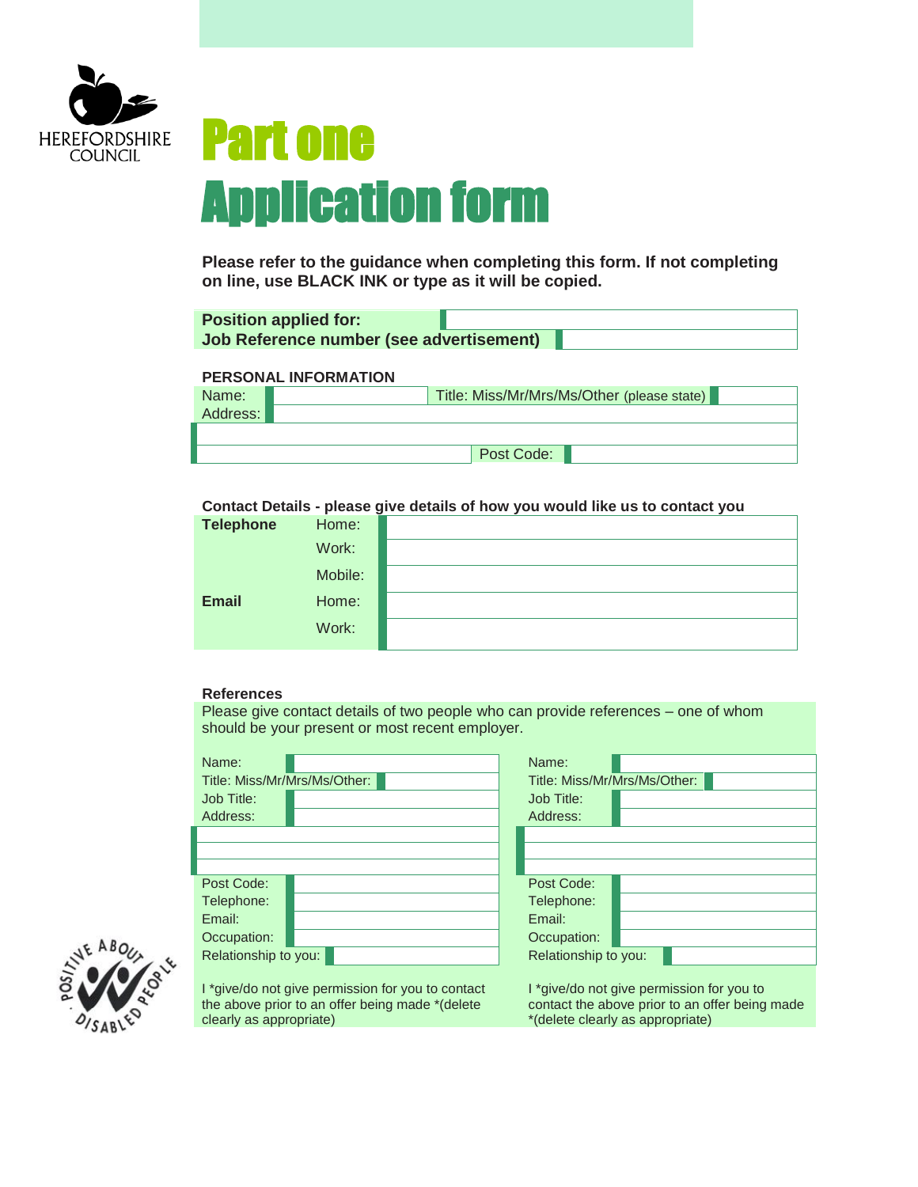HEREFORDSHIRE COUNCIL

# Part one
# Application form

**Please refer to the guidance when completing this form. If not completing on line, use BLACK INK or type as it will be copied.**

| | |
|---|---|
| **Position applied for:** | |
| **Job Reference number (see advertisement)** | |

**PERSONAL INFORMATION**

| | | | |
|---|---|---|---|
| Name: | | Title: Miss/Mr/Mrs/Ms/Other (please state) | |
| Address: | | | |
| | | | |
| | | Post Code: | |

**Contact Details - please give details of how you would like us to contact you**

| | | |
|---|---|---|
| **Telephone** | Home: | |
| | Work: | |
| | Mobile: | |
| **Email** | Home: | |
| | Work: | |

**References**

Please give contact details of two people who can provide references – one of whom should be your present or most recent employer.

| | | | |
|---|---|---|---|
| Name: | | Name: | |
| Title: Miss/Mr/Mrs/Ms/Other: | | Title: Miss/Mr/Mrs/Ms/Other: | |
| Job Title: | | Job Title: | |
| Address: | | Address: | |
| | | | |
| | | | |
| | | | |
| Post Code: | | Post Code: | |
| Telephone: | | Telephone: | |
| Email: | | Email: | |
| Occupation: | | Occupation: | |
| Relationship to you: | | Relationship to you: | |

I *give/do not give permission for you to contact the above prior to an offer being made *(delete clearly as appropriate)

I *give/do not give permission for you to contact the above prior to an offer being made *(delete clearly as appropriate)

POSITIVE ABOUT DISABLED PEOPLE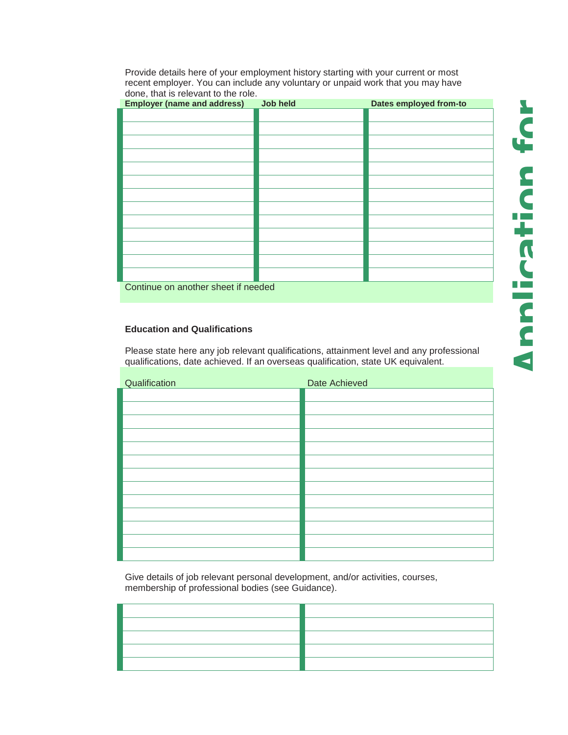Provide details here of your employment history starting with your current or most recent employer. You can include any voluntary or unpaid work that you may have done, that is relevant to the role.

| Employer (name and address) | Job held | Dates employed from-to |
|---|---|---|
| | | |
| | | |
| | | |
| | | |
| | | |
| | | |
| | | |
| | | |
| | | |
| | | |
| | | |
| | | |
| | | |

Continue on another sheet if needed

**Education and Qualifications**

Please state here any job relevant qualifications, attainment level and any professional qualifications, date achieved. If an overseas qualification, state UK equivalent.

| Qualification | Date Achieved |
|---|---|
| | |
| | |
| | |
| | |
| | |
| | |
| | |
| | |
| | |
| | |
| | |
| | |
| | |

Give details of job relevant personal development, and/or activities, courses, membership of professional bodies (see Guidance).

| | |
|---|---|
| | |
| | |
| | |
| | |
| | |

Application for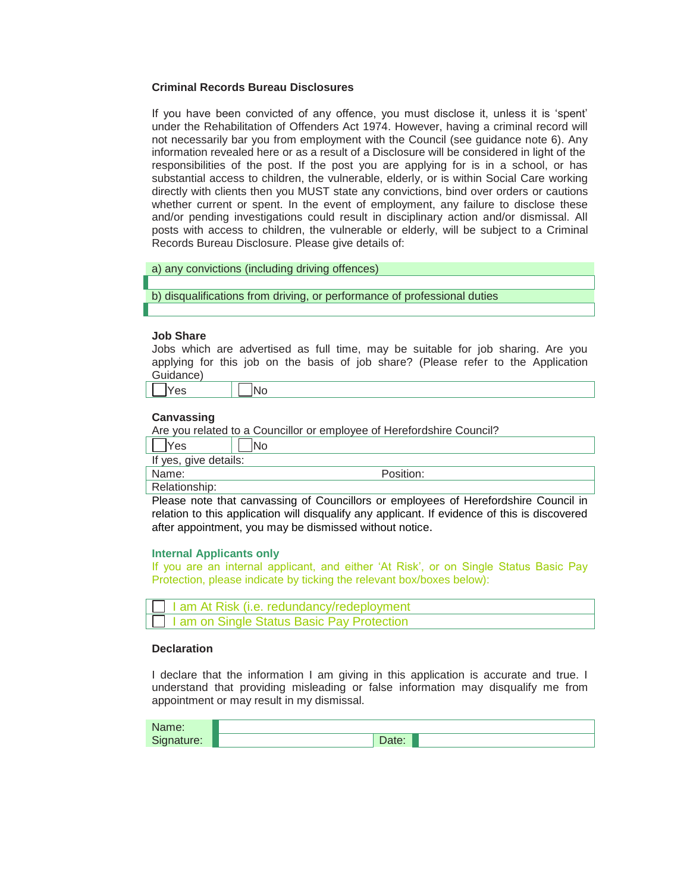**Criminal Records Bureau Disclosures**

If you have been convicted of any offence, you must disclose it, unless it is 'spent' under the Rehabilitation of Offenders Act 1974. However, having a criminal record will not necessarily bar you from employment with the Council (see guidance note 6). Any information revealed here or as a result of a Disclosure will be considered in light of the responsibilities of the post. If the post you are applying for is in a school, or has substantial access to children, the vulnerable, elderly, or is within Social Care working directly with clients then you MUST state any convictions, bind over orders or cautions whether current or spent. In the event of employment, any failure to disclose these and/or pending investigations could result in disciplinary action and/or dismissal. All posts with access to children, the vulnerable or elderly, will be subject to a Criminal Records Bureau Disclosure. Please give details of:

| a) any convictions (including driving offences) |
|---|
| |
| b) disqualifications from driving, or performance of professional duties |
| |

**Job Share**

Jobs which are advertised as full time, may be suitable for job sharing. Are you applying for this job on the basis of job share? (Please refer to the Application Guidance)

| ☐ Yes | ☐ No |
|---|---|

**Canvassing**

Are you related to a Councillor or employee of Herefordshire Council?

| ☐ Yes | ☐ No |
|---|---|

If yes, give details:

| Name: | Position: |
|---|---|
| Relationship: | |

Please note that canvassing of Councillors or employees of Herefordshire Council in relation to this application will disqualify any applicant. If evidence of this is discovered after appointment, you may be dismissed without notice.

**Internal Applicants only**

If you are an internal applicant, and either 'At Risk', or on Single Status Basic Pay Protection, please indicate by ticking the relevant box/boxes below):

- ☐ I am At Risk (i.e. redundancy/redeployment
- ☐ I am on Single Status Basic Pay Protection

**Declaration**

I declare that the information I am giving in this application is accurate and true. I understand that providing misleading or false information may disqualify me from appointment or may result in my dismissal.

| Name: | | | |
|---|---|---|---|
| Signature: | | Date: | |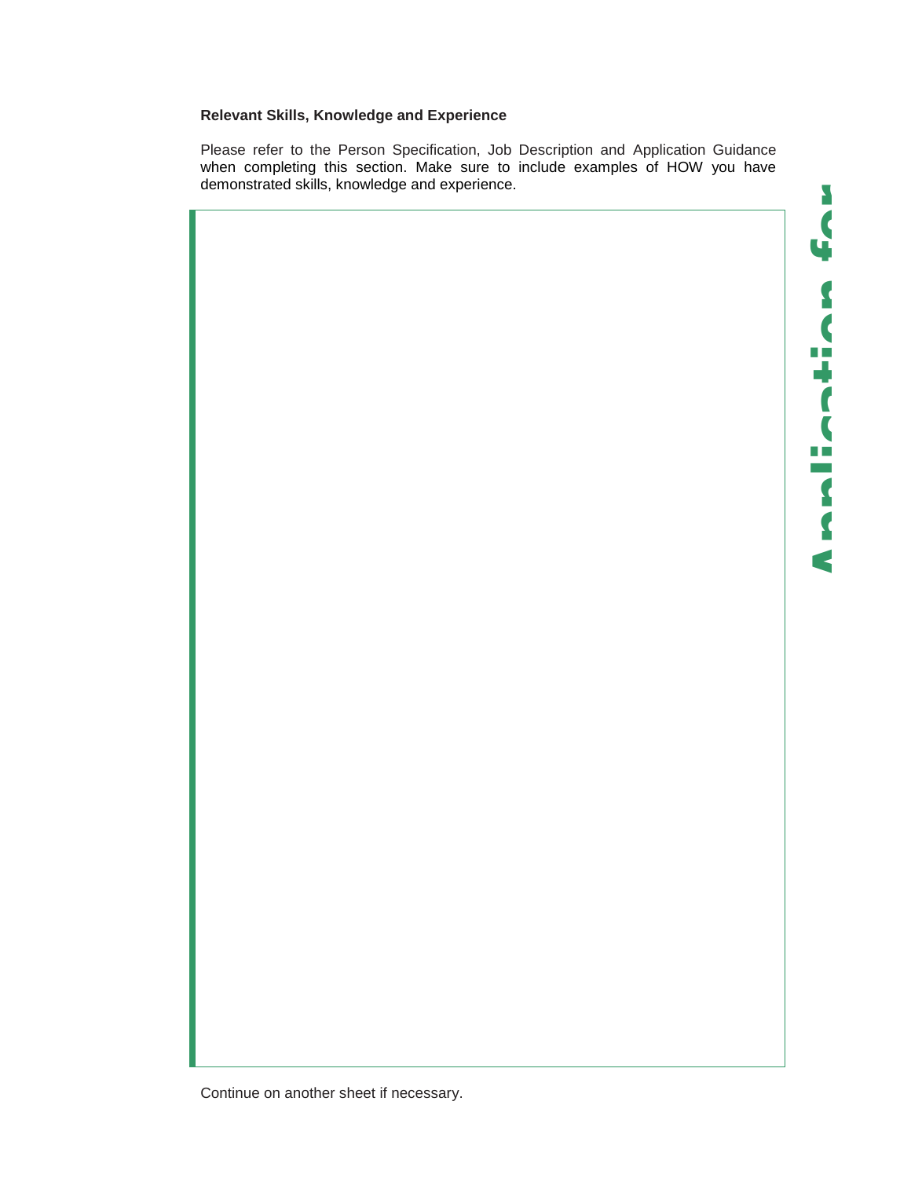**Relevant Skills, Knowledge and Experience**

Please refer to the Person Specification, Job Description and Application Guidance when completing this section. Make sure to include examples of HOW you have demonstrated skills, knowledge and experience.

Continue on another sheet if necessary.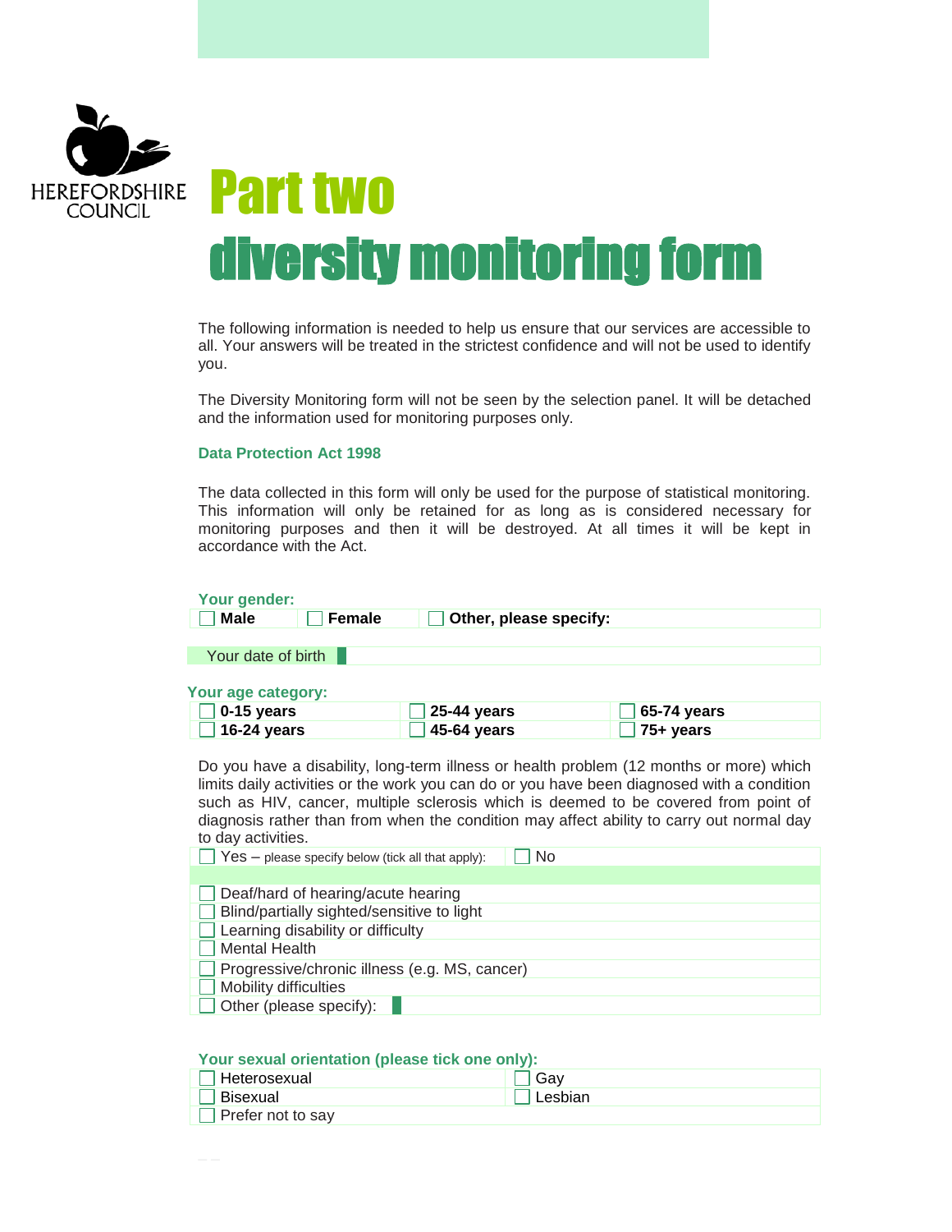HEREFORDSHIRE COUNCIL

# Part two
# diversity monitoring form

The following information is needed to help us ensure that our services are accessible to all. Your answers will be treated in the strictest confidence and will not be used to identify you.

The Diversity Monitoring form will not be seen by the selection panel. It will be detached and the information used for monitoring purposes only.

### Data Protection Act 1998

The data collected in this form will only be used for the purpose of statistical monitoring. This information will only be retained for as long as is considered necessary for monitoring purposes and then it will be destroyed. At all times it will be kept in accordance with the Act.

**Your gender:**

| ☐ **Male** | ☐ **Female** | ☐ **Other, please specify:** |
|---|---|---|

| Your date of birth | |
|---|---|

**Your age category:**

| | | |
|---|---|---|
| ☐ **0-15 years** | ☐ **25-44 years** | ☐ **65-74 years** |
| ☐ **16-24 years** | ☐ **45-64 years** | ☐ **75+ years** |

Do you have a disability, long-term illness or health problem (12 months or more) which limits daily activities or the work you can do or you have been diagnosed with a condition such as HIV, cancer, multiple sclerosis which is deemed to be covered from point of diagnosis rather than from when the condition may affect ability to carry out normal day to day activities.

| ☐ Yes – please specify below (tick all that apply): | ☐ No |
|---|---|

- ☐ Deaf/hard of hearing/acute hearing
- ☐ Blind/partially sighted/sensitive to light
- ☐ Learning disability or difficulty
- ☐ Mental Health
- ☐ Progressive/chronic illness (e.g. MS, cancer)
- ☐ Mobility difficulties
- ☐ Other (please specify):

**Your sexual orientation (please tick one only):**

| | |
|---|---|
| ☐ Heterosexual | ☐ Gay |
| ☐ Bisexual | ☐ Lesbian |
| ☐ Prefer not to say | |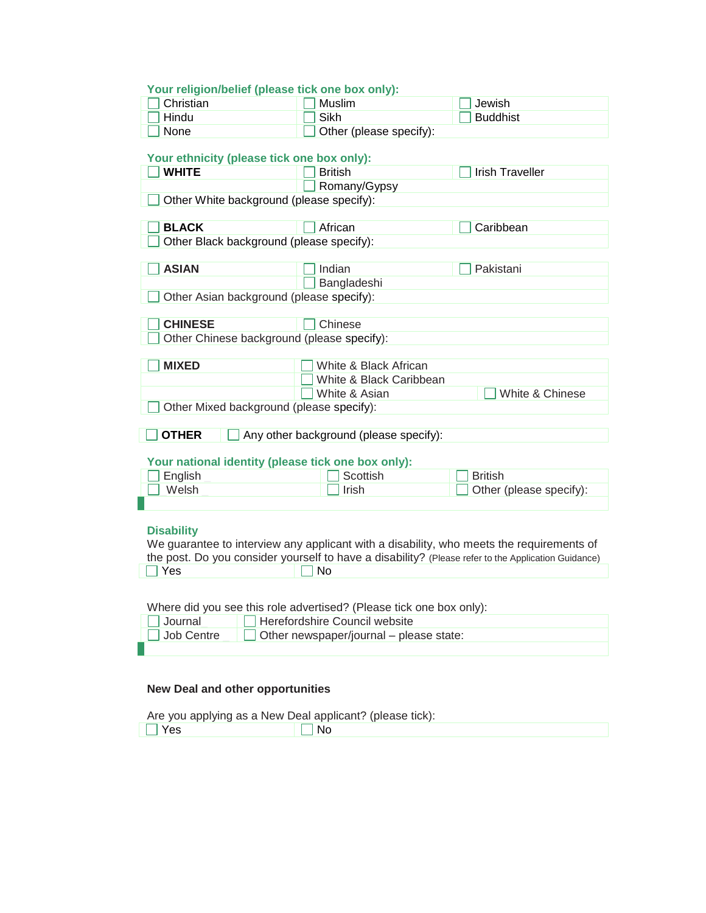**Your religion/belief (please tick one box only):**

| | | |
|---|---|---|
| ☐ Christian | ☐ Muslim | ☐ Jewish |
| ☐ Hindu | ☐ Sikh | ☐ Buddhist |
| ☐ None | ☐ Other (please specify): | |

**Your ethnicity (please tick one box only):**

| | | |
|---|---|---|
| ☐ **WHITE** | ☐ British | ☐ Irish Traveller |
| | ☐ Romany/Gypsy | |
| ☐ Other White background (please specify): | | |

| | | |
|---|---|---|
| ☐ **BLACK** | ☐ African | ☐ Caribbean |
| ☐ Other Black background (please specify): | | |

| | | |
|---|---|---|
| ☐ **ASIAN** | ☐ Indian | ☐ Pakistani |
| | ☐ Bangladeshi | |
| ☐ Other Asian background (please specify): | | |

| | |
|---|---|
| ☐ **CHINESE** | ☐ Chinese |
| ☐ Other Chinese background (please specify): | |

| | | |
|---|---|---|
| ☐ **MIXED** | ☐ White & Black African | |
| | ☐ White & Black Caribbean | |
| | ☐ White & Asian | ☐ White & Chinese |
| ☐ Other Mixed background (please specify): | | |

| | |
|---|---|
| ☐ **OTHER** | ☐ Any other background (please specify): |

**Your national identity (please tick one box only):**

| | | |
|---|---|---|
| ☐ English | ☐ Scottish | ☐ British |
| ☐ Welsh | ☐ Irish | ☐ Other (please specify): |

**Disability**

We guarantee to interview any applicant with a disability, who meets the requirements of the post. Do you consider yourself to have a disability? (Please refer to the Application Guidance)

| | |
|---|---|
| ☐ Yes | ☐ No |

Where did you see this role advertised? (Please tick one box only):

| | |
|---|---|
| ☐ Journal | ☐ Herefordshire Council website |
| ☐ Job Centre | ☐ Other newspaper/journal – please state: |

**New Deal and other opportunities**

Are you applying as a New Deal applicant? (please tick):

| | |
|---|---|
| ☐ Yes | ☐ No |